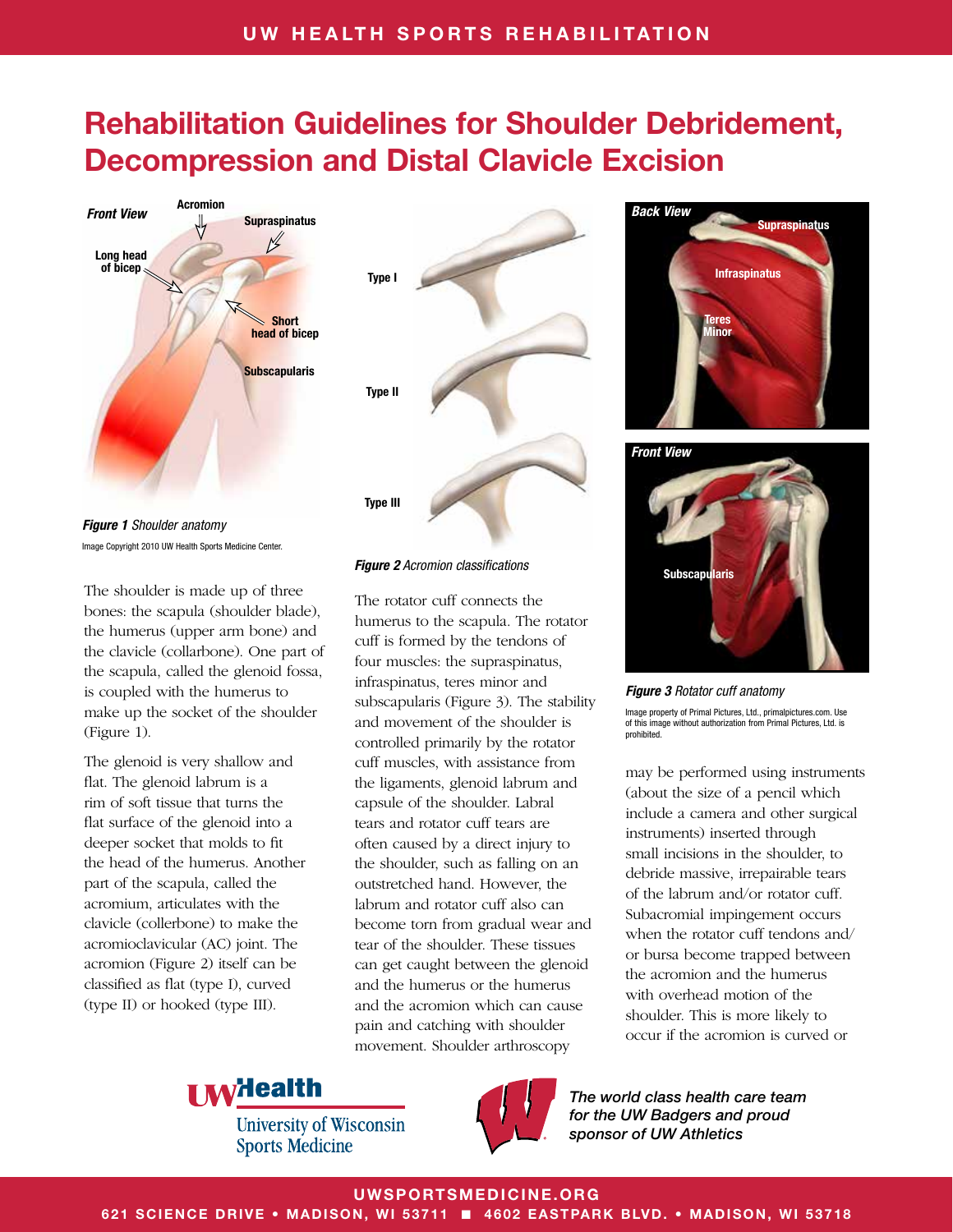# Rehabilitation Guidelines for Shoulder Debridement, Decompression and Distal Clavicle Excision

*Figure 1* Shoulder anatomy

Image Copyright 2010 UW Health Sports Medicine Center.

*Figure 2* Acromion classifications

*Figure 3* Rotator cuff anatomy

Image property of Primal Pictures, Ltd., primalpictures.com. Use of this image without authorization from Primal Pictures, Ltd. is prohibited.

The shoulder is made up of three bones: the scapula (shoulder blade), the humerus (upper arm bone) and the clavicle (collarbone). One part of the scapula, called the glenoid fossa, is coupled with the humerus to make up the socket of the shoulder (Figure 1).

The glenoid is very shallow and flat. The glenoid labrum is a rim of soft tissue that turns the flat surface of the glenoid into a deeper socket that molds to fit the head of the humerus. Another part of the scapula, called the acromium, articulates with the clavicle (collerbone) to make the acromioclavicular (AC) joint. The acromion (Figure 2) itself can be classified as flat (type I), curved (type II) or hooked (type III).

The rotator cuff connects the humerus to the scapula. The rotator cuff is formed by the tendons of four muscles: the supraspinatus, infraspinatus, teres minor and subscapularis (Figure 3). The stability and movement of the shoulder is controlled primarily by the rotator cuff muscles, with assistance from the ligaments, glenoid labrum and capsule of the shoulder. Labral tears and rotator cuff tears are often caused by a direct injury to the shoulder, such as falling on an outstretched hand. However, the labrum and rotator cuff also can become torn from gradual wear and tear of the shoulder. These tissues can get caught between the glenoid and the humerus or the humerus and the acromion which can cause pain and catching with shoulder movement. Shoulder arthroscopy may be performed using instruments (about the size of a pencil which include a camera and other surgical instruments) inserted through small incisions in the shoulder, to debride massive, irrepairable tears of the labrum and/or rotator cuff. Subacromial impingement occurs when the rotator cuff tendons and/or bursa become trapped between the acromion and the humerus with overhead motion of the shoulder. This is more likely to occur if the acromion is curved or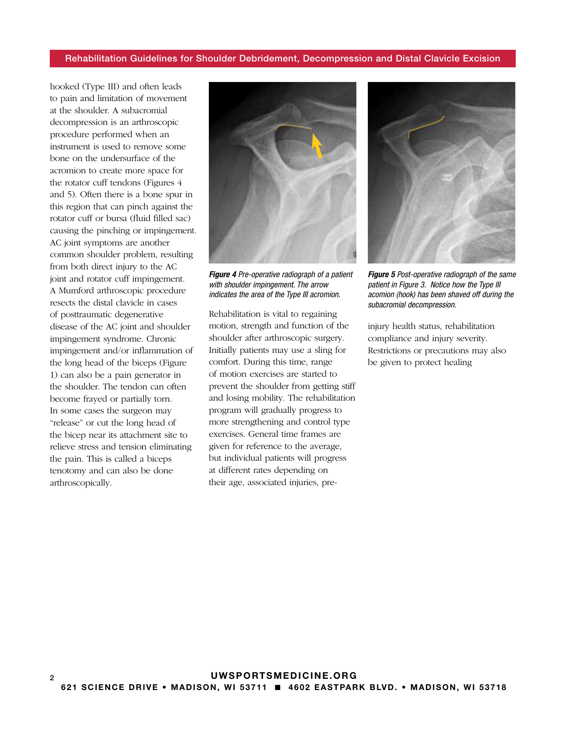hooked (Type III) and often leads to pain and limitation of movement at the shoulder. A subacromial decompression is an arthroscopic procedure performed when an instrument is used to remove some bone on the undersurface of the acromion to create more space for the rotator cuff tendons (Figures 4 and 5). Often there is a bone spur in this region that can pinch against the rotator cuff or bursa (fluid filled sac) causing the pinching or impingement. AC joint symptoms are another common shoulder problem, resulting from both direct injury to the AC joint and rotator cuff impingement. A Mumford arthroscopic procedure resects the distal clavicle in cases of posttraumatic degenerative disease of the AC joint and shoulder impingement syndrome. Chronic impingement and/or inflammation of the long head of the biceps (Figure 1) can also be a pain generator in the shoulder. The tendon can often become frayed or partially torn. In some cases the surgeon may "release" or cut the long head of the bicep near its attachment site to relieve stress and tension eliminating the pain. This is called a biceps tenotomy and can also be done arthroscopically.

***Figure 4*** *Pre-operative radiograph of a patient with shoulder impingement. The arrow indicates the area of the Type III acromion.*

***Figure 5*** *Post-operative radiograph of the same patient in Figure 3. Notice how the Type III acomion (hook) has been shaved off during the subacromial decompression.*

Rehabilitation is vital to regaining motion, strength and function of the shoulder after arthroscopic surgery. Initially patients may use a sling for comfort. During this time, range of motion exercises are started to prevent the shoulder from getting stiff and losing mobility. The rehabilitation program will gradually progress to more strengthening and control type exercises. General time frames are given for reference to the average, but individual patients will progress at different rates depending on their age, associated injuries, pre-injury health status, rehabilitation compliance and injury severity. Restrictions or precautions may also be given to protect healing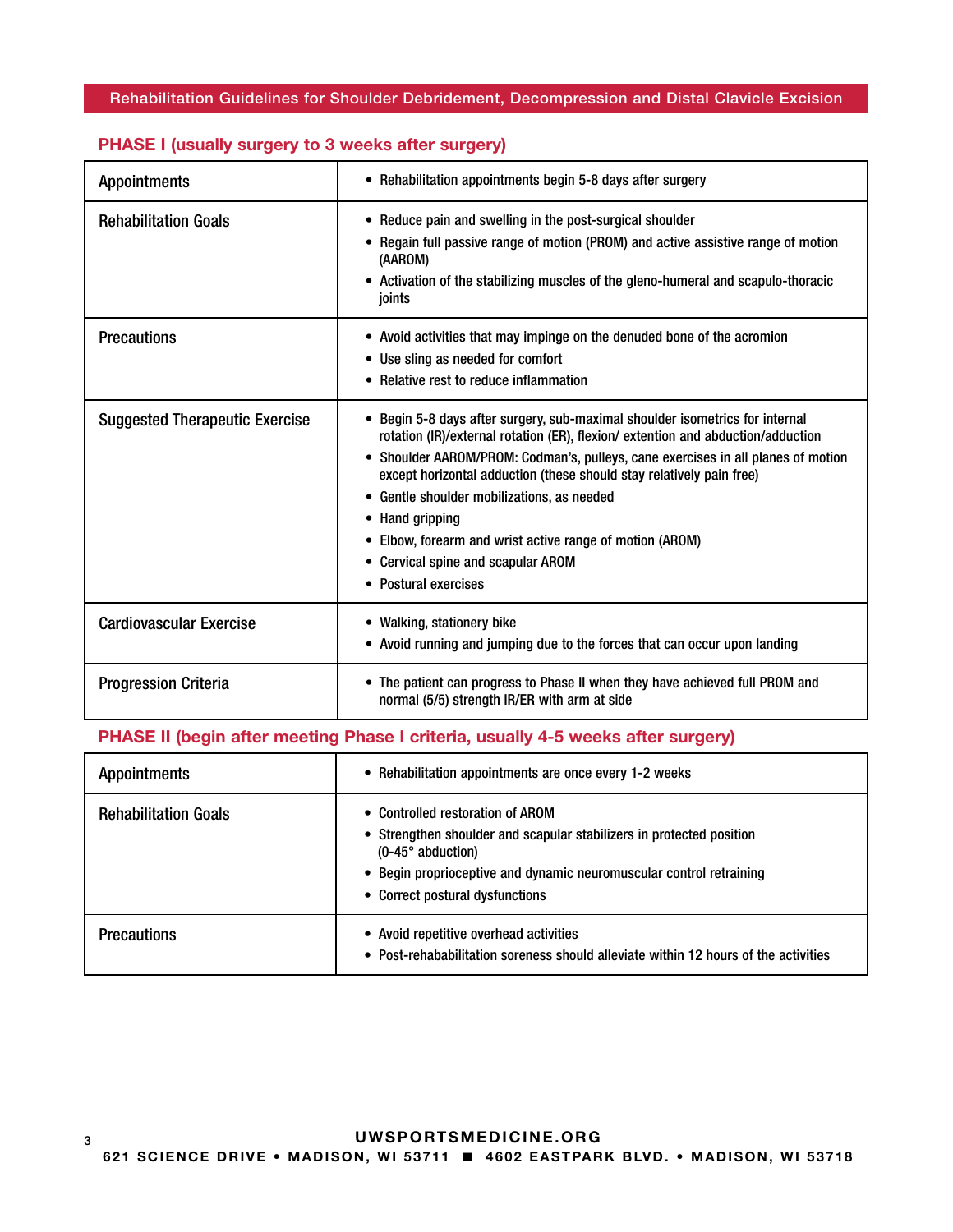## Rehabilitation Guidelines for Shoulder Debridement, Decompression and Distal Clavicle Excision

### PHASE I (usually surgery to 3 weeks after surgery)

| | |
|---|---|
| Appointments | • Rehabilitation appointments begin 5-8 days after surgery |
| Rehabilitation Goals | • Reduce pain and swelling in the post-surgical shoulder<br>• Regain full passive range of motion (PROM) and active assistive range of motion (AAROM)<br>• Activation of the stabilizing muscles of the gleno-humeral and scapulo-thoracic joints |
| Precautions | • Avoid activities that may impinge on the denuded bone of the acromion<br>• Use sling as needed for comfort<br>• Relative rest to reduce inflammation |
| Suggested Therapeutic Exercise | • Begin 5-8 days after surgery, sub-maximal shoulder isometrics for internal rotation (IR)/external rotation (ER), flexion/ extention and abduction/adduction<br>• Shoulder AAROM/PROM: Codman's, pulleys, cane exercises in all planes of motion except horizontal adduction (these should stay relatively pain free)<br>• Gentle shoulder mobilizations, as needed<br>• Hand gripping<br>• Elbow, forearm and wrist active range of motion (AROM)<br>• Cervical spine and scapular AROM<br>• Postural exercises |
| Cardiovascular Exercise | • Walking, stationery bike<br>• Avoid running and jumping due to the forces that can occur upon landing |
| Progression Criteria | • The patient can progress to Phase II when they have achieved full PROM and normal (5/5) strength IR/ER with arm at side |

### PHASE II (begin after meeting Phase I criteria, usually 4-5 weeks after surgery)

| | |
|---|---|
| Appointments | • Rehabilitation appointments are once every 1-2 weeks |
| Rehabilitation Goals | • Controlled restoration of AROM<br>• Strengthen shoulder and scapular stabilizers in protected position (0-45° abduction)<br>• Begin proprioceptive and dynamic neuromuscular control retraining<br>• Correct postural dysfunctions |
| Precautions | • Avoid repetitive overhead activities<br>• Post-rehabilitation soreness should alleviate within 12 hours of the activities |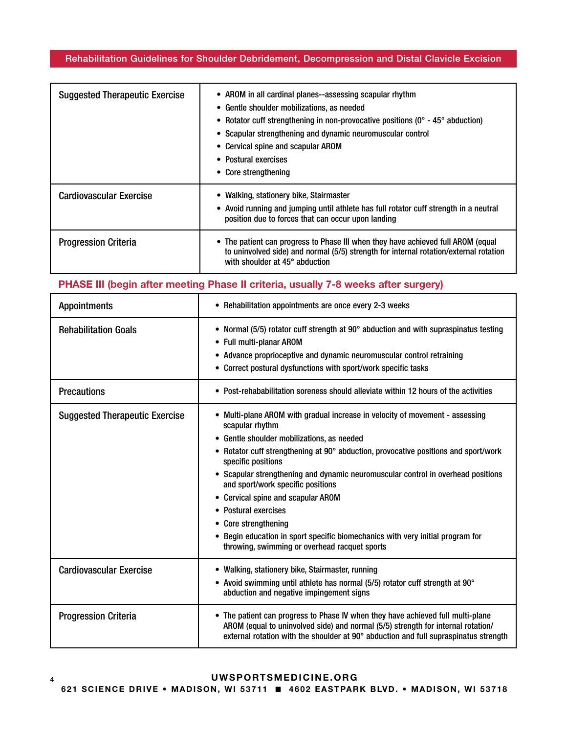| | |
|---|---|
| Suggested Therapeutic Exercise | • AROM in all cardinal planes--assessing scapular rhythm<br>• Gentle shoulder mobilizations, as needed<br>• Rotator cuff strengthening in non-provocative positions (0° - 45° abduction)<br>• Scapular strengthening and dynamic neuromuscular control<br>• Cervical spine and scapular AROM<br>• Postural exercises<br>• Core strengthening |
| Cardiovascular Exercise | • Walking, stationery bike, Stairmaster<br>• Avoid running and jumping until athlete has full rotator cuff strength in a neutral position due to forces that can occur upon landing |
| Progression Criteria | • The patient can progress to Phase III when they have achieved full AROM (equal to uninvolved side) and normal (5/5) strength for internal rotation/external rotation with shoulder at 45° abduction |

## PHASE III (begin after meeting Phase II criteria, usually 7-8 weeks after surgery)

| | |
|---|---|
| Appointments | • Rehabilitation appointments are once every 2-3 weeks |
| Rehabilitation Goals | • Normal (5/5) rotator cuff strength at 90° abduction and with supraspinatus testing<br>• Full multi-planar AROM<br>• Advance proprioceptive and dynamic neuromuscular control retraining<br>• Correct postural dysfunctions with sport/work specific tasks |
| Precautions | • Post-rehabilitation soreness should alleviate within 12 hours of the activities |
| Suggested Therapeutic Exercise | • Multi-plane AROM with gradual increase in velocity of movement - assessing scapular rhythm<br>• Gentle shoulder mobilizations, as needed<br>• Rotator cuff strengthening at 90° abduction, provocative positions and sport/work specific positions<br>• Scapular strengthening and dynamic neuromuscular control in overhead positions and sport/work specific positions<br>• Cervical spine and scapular AROM<br>• Postural exercises<br>• Core strengthening<br>• Begin education in sport specific biomechanics with very initial program for throwing, swimming or overhead racquet sports |
| Cardiovascular Exercise | • Walking, stationery bike, Stairmaster, running<br>• Avoid swimming until athlete has normal (5/5) rotator cuff strength at 90° abduction and negative impingement signs |
| Progression Criteria | • The patient can progress to Phase IV when they have achieved full multi-plane AROM (equal to uninvolved side) and normal (5/5) strength for internal rotation/external rotation with the shoulder at 90° abduction and full supraspinatus strength |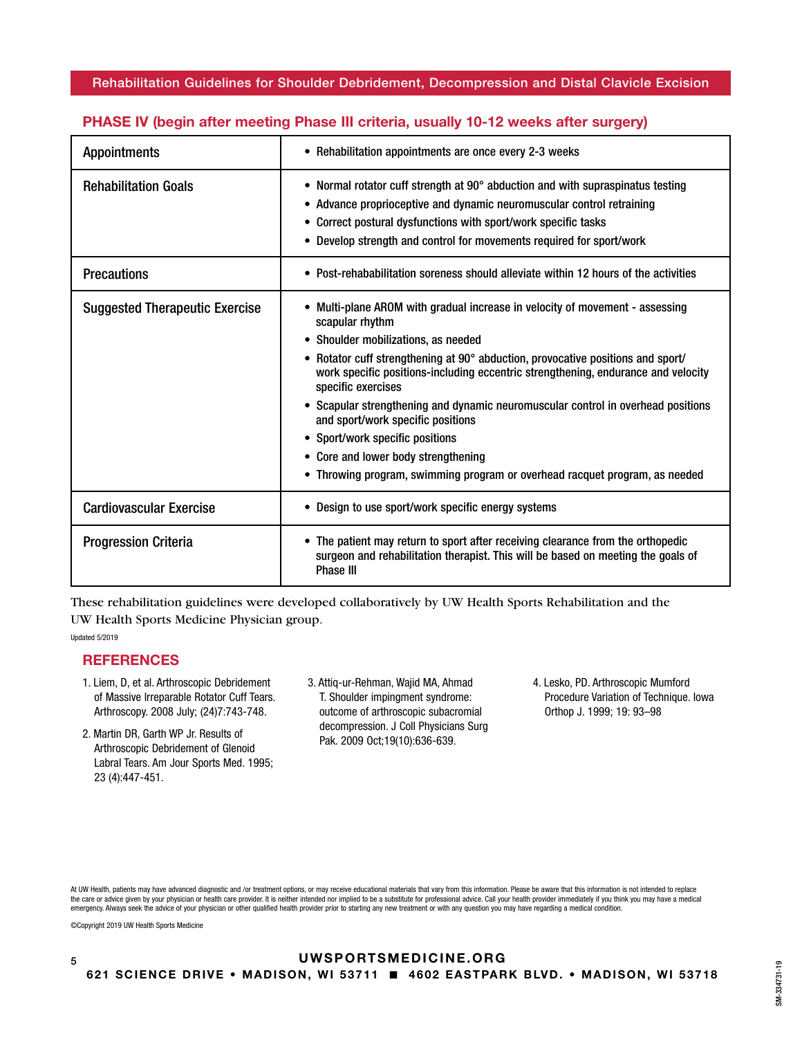## PHASE IV (begin after meeting Phase III criteria, usually 10-12 weeks after surgery)

| | |
|---|---|
| Appointments | • Rehabilitation appointments are once every 2-3 weeks |
| Rehabilitation Goals | • Normal rotator cuff strength at 90° abduction and with supraspinatus testing<br>• Advance proprioceptive and dynamic neuromuscular control retraining<br>• Correct postural dysfunctions with sport/work specific tasks<br>• Develop strength and control for movements required for sport/work |
| Precautions | • Post-rehabilitation soreness should alleviate within 12 hours of the activities |
| Suggested Therapeutic Exercise | • Multi-plane AROM with gradual increase in velocity of movement - assessing scapular rhythm<br>• Shoulder mobilizations, as needed<br>• Rotator cuff strengthening at 90° abduction, provocative positions and sport/work specific positions-including eccentric strengthening, endurance and velocity specific exercises<br>• Scapular strengthening and dynamic neuromuscular control in overhead positions and sport/work specific positions<br>• Sport/work specific positions<br>• Core and lower body strengthening<br>• Throwing program, swimming program or overhead racquet program, as needed |
| Cardiovascular Exercise | • Design to use sport/work specific energy systems |
| Progression Criteria | • The patient may return to sport after receiving clearance from the orthopedic surgeon and rehabilitation therapist. This will be based on meeting the goals of Phase III |

These rehabilitation guidelines were developed collaboratively by UW Health Sports Rehabilitation and the UW Health Sports Medicine Physician group.

Updated 5/2019

## REFERENCES

1. Liem, D, et al. Arthroscopic Debridement of Massive Irreparable Rotator Cuff Tears. Arthroscopy. 2008 July; (24)7:743-748.
2. Martin DR, Garth WP Jr. Results of Arthroscopic Debridement of Glenoid Labral Tears. Am Jour Sports Med. 1995; 23 (4):447-451.
3. Attiq-ur-Rehman, Wajid MA, Ahmad T. Shoulder impingment syndrome: outcome of arthroscopic subacromial decompression. J Coll Physicians Surg Pak. 2009 Oct;19(10):636-639.
4. Lesko, PD. Arthroscopic Mumford Procedure Variation of Technique. Iowa Orthop J. 1999; 19: 93–98

At UW Health, patients may have advanced diagnostic and /or treatment options, or may receive educational materials that vary from this information. Please be aware that this information is not intended to replace the care or advice given by your physician or health care provider. It is neither intended nor implied to be a substitute for professional advice. Call your health provider immediately if you think you may have a medical emergency. Always seek the advice of your physician or other qualified health provider prior to starting any new treatment or with any question you may have regarding a medical condition.

©Copyright 2019 UW Health Sports Medicine

UWSPORTSMEDICINE.ORG

621 SCIENCE DRIVE • MADISON, WI 53711 ■ 4602 EASTPARK BLVD. • MADISON, WI 53718

SM-334731-19